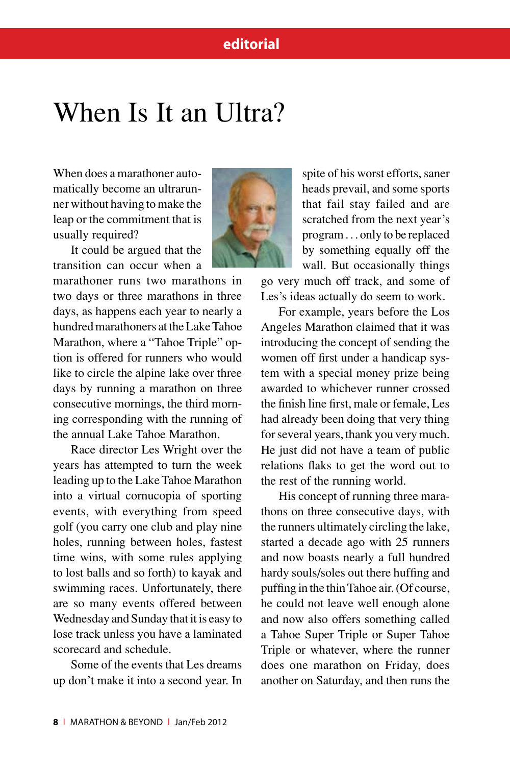editorial

# When Is It an Ultra?

When does a marathoner automatically become an ultrarunner without having to make the leap or the commitment that is usually required?

It could be argued that the transition can occur when a marathoner runs two marathons in two days or three marathons in three days, as happens each year to nearly a hundred marathoners at the Lake Tahoe Marathon, where a "Tahoe Triple" option is offered for runners who would like to circle the alpine lake over three days by running a marathon on three consecutive mornings, the third morning corresponding with the running of the annual Lake Tahoe Marathon.

Race director Les Wright over the years has attempted to turn the week leading up to the Lake Tahoe Marathon into a virtual cornucopia of sporting events, with everything from speed golf (you carry one club and play nine holes, running between holes, fastest time wins, with some rules applying to lost balls and so forth) to kayak and swimming races. Unfortunately, there are so many events offered between Wednesday and Sunday that it is easy to lose track unless you have a laminated scorecard and schedule.

Some of the events that Les dreams up don't make it into a second year. In spite of his worst efforts, saner heads prevail, and some sports that fail stay failed and are scratched from the next year's program . . . only to be replaced by something equally off the wall. But occasionally things go very much off track, and some of Les's ideas actually do seem to work.

For example, years before the Los Angeles Marathon claimed that it was introducing the concept of sending the women off first under a handicap system with a special money prize being awarded to whichever runner crossed the finish line first, male or female, Les had already been doing that very thing for several years, thank you very much. He just did not have a team of public relations flaks to get the word out to the rest of the running world.

His concept of running three marathons on three consecutive days, with the runners ultimately circling the lake, started a decade ago with 25 runners and now boasts nearly a full hundred hardy souls/soles out there huffing and puffing in the thin Tahoe air. (Of course, he could not leave well enough alone and now also offers something called a Tahoe Super Triple or Super Tahoe Triple or whatever, where the runner does one marathon on Friday, does another on Saturday, and then runs the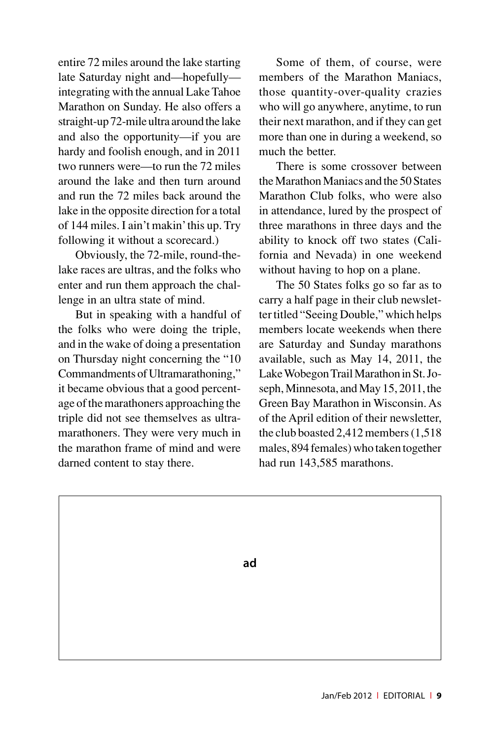entire 72 miles around the lake starting late Saturday night and—hopefully—integrating with the annual Lake Tahoe Marathon on Sunday. He also offers a straight-up 72-mile ultra around the lake and also the opportunity—if you are hardy and foolish enough, and in 2011 two runners were—to run the 72 miles around the lake and then turn around and run the 72 miles back around the lake in the opposite direction for a total of 144 miles. I ain't makin' this up. Try following it without a scorecard.)

Obviously, the 72-mile, round-the-lake races are ultras, and the folks who enter and run them approach the challenge in an ultra state of mind.

But in speaking with a handful of the folks who were doing the triple, and in the wake of doing a presentation on Thursday night concerning the "10 Commandments of Ultramarathoning," it became obvious that a good percentage of the marathoners approaching the triple did not see themselves as ultramarathoners. They were very much in the marathon frame of mind and were darned content to stay there.

Some of them, of course, were members of the Marathon Maniacs, those quantity-over-quality crazies who will go anywhere, anytime, to run their next marathon, and if they can get more than one in during a weekend, so much the better.

There is some crossover between the Marathon Maniacs and the 50 States Marathon Club folks, who were also in attendance, lured by the prospect of three marathons in three days and the ability to knock off two states (California and Nevada) in one weekend without having to hop on a plane.

The 50 States folks go so far as to carry a half page in their club newsletter titled "Seeing Double," which helps members locate weekends when there are Saturday and Sunday marathons available, such as May 14, 2011, the Lake Wobegon Trail Marathon in St. Joseph, Minnesota, and May 15, 2011, the Green Bay Marathon in Wisconsin. As of the April edition of their newsletter, the club boasted 2,412 members (1,518 males, 894 females) who taken together had run 143,585 marathons.

ad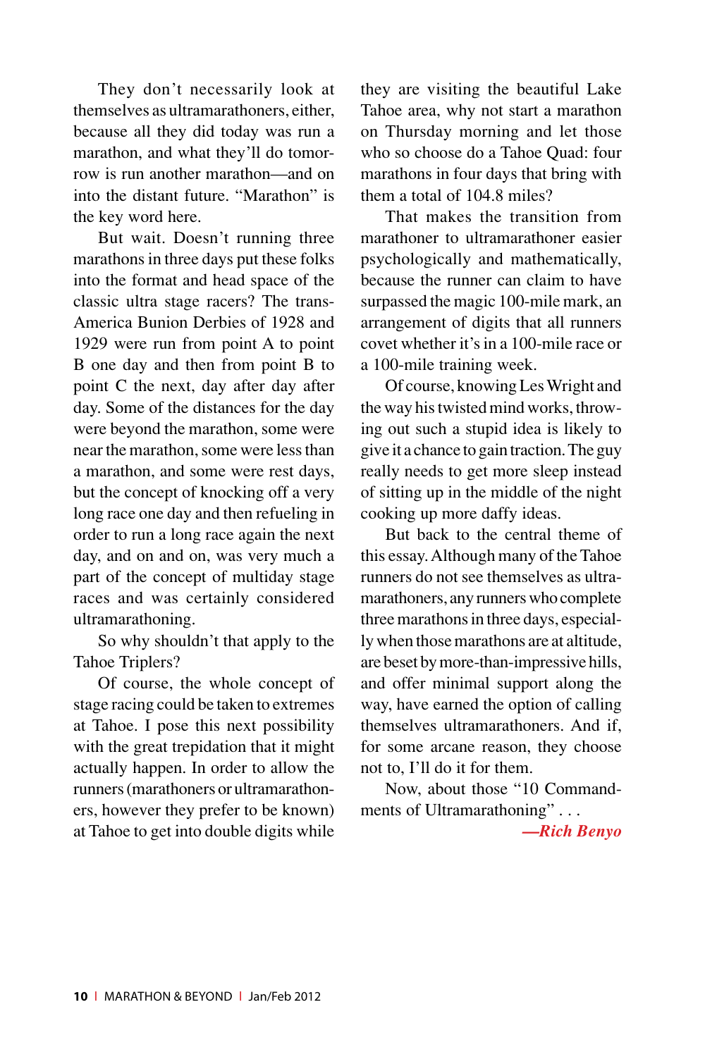They don't necessarily look at themselves as ultramarathoners, either, because all they did today was run a marathon, and what they'll do tomorrow is run another marathon—and on into the distant future. "Marathon" is the key word here.

But wait. Doesn't running three marathons in three days put these folks into the format and head space of the classic ultra stage racers? The trans-America Bunion Derbies of 1928 and 1929 were run from point A to point B one day and then from point B to point C the next, day after day after day. Some of the distances for the day were beyond the marathon, some were near the marathon, some were less than a marathon, and some were rest days, but the concept of knocking off a very long race one day and then refueling in order to run a long race again the next day, and on and on, was very much a part of the concept of multiday stage races and was certainly considered ultramarathoning.

So why shouldn't that apply to the Tahoe Triplers?

Of course, the whole concept of stage racing could be taken to extremes at Tahoe. I pose this next possibility with the great trepidation that it might actually happen. In order to allow the runners (marathoners or ultramarathoners, however they prefer to be known) at Tahoe to get into double digits while they are visiting the beautiful Lake Tahoe area, why not start a marathon on Thursday morning and let those who so choose do a Tahoe Quad: four marathons in four days that bring with them a total of 104.8 miles?

That makes the transition from marathoner to ultramarathoner easier psychologically and mathematically, because the runner can claim to have surpassed the magic 100-mile mark, an arrangement of digits that all runners covet whether it's in a 100-mile race or a 100-mile training week.

Of course, knowing Les Wright and the way his twisted mind works, throwing out such a stupid idea is likely to give it a chance to gain traction. The guy really needs to get more sleep instead of sitting up in the middle of the night cooking up more daffy ideas.

But back to the central theme of this essay. Although many of the Tahoe runners do not see themselves as ultramarathoners, any runners who complete three marathons in three days, especially when those marathons are at altitude, are beset by more-than-impressive hills, and offer minimal support along the way, have earned the option of calling themselves ultramarathoners. And if, for some arcane reason, they choose not to, I'll do it for them.

Now, about those "10 Commandments of Ultramarathoning" . . .

***—Rich Benyo***